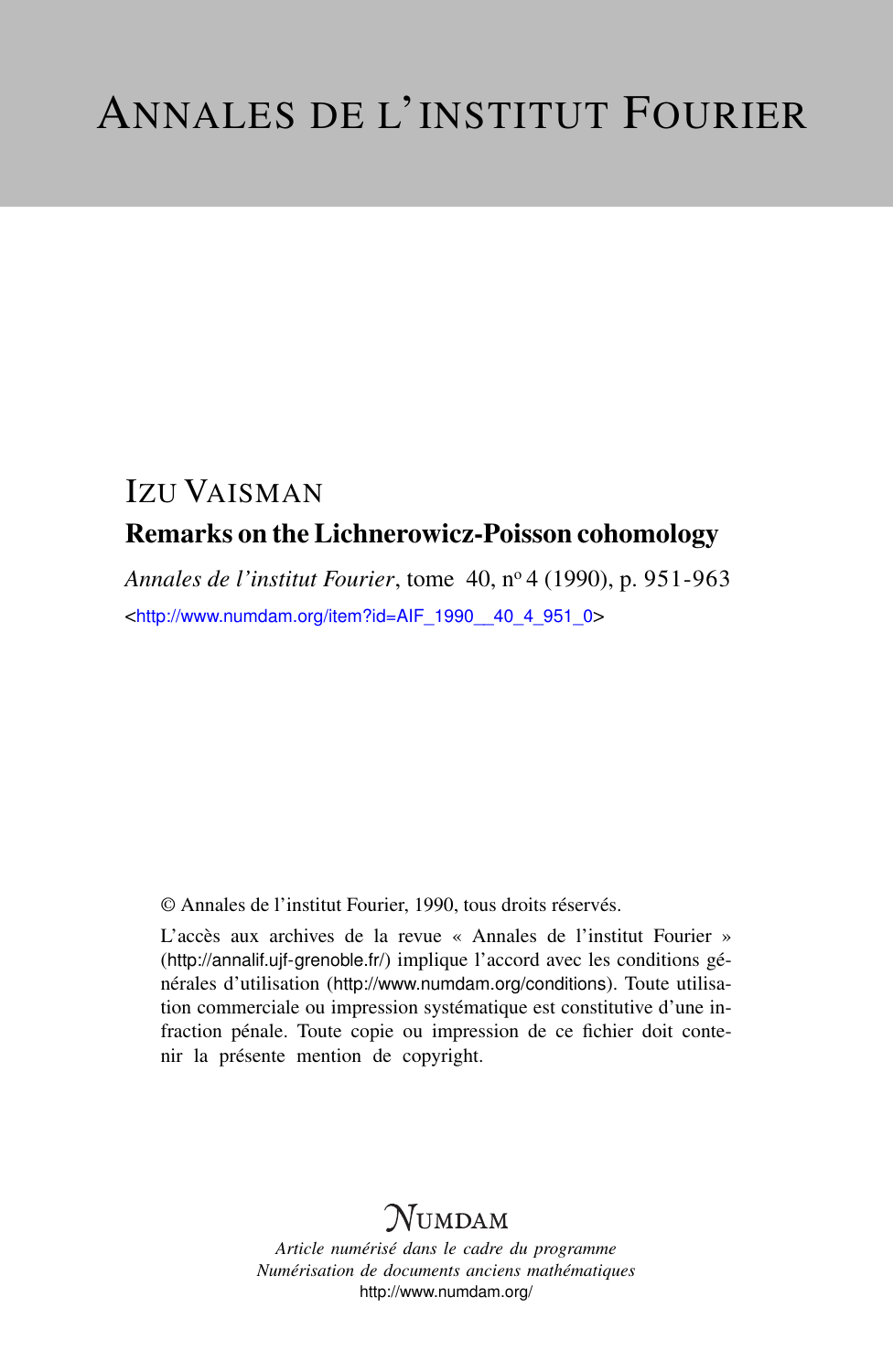# ANNALES DE L'INSTITUT FOURIER

IZU VAISMAN

## Remarks on the Lichnerowicz-Poisson cohomology

*Annales de l'institut Fourier*, tome 40, nº 4 (1990), p. 951-963

<http://www.numdam.org/item?id=AIF_1990__40_4_951_0>

© Annales de l'institut Fourier, 1990, tous droits réservés.

L'accès aux archives de la revue « Annales de l'institut Fourier » (http://annalif.ujf-grenoble.fr/) implique l'accord avec les conditions générales d'utilisation (http://www.numdam.org/conditions). Toute utilisation commerciale ou impression systématique est constitutive d'une infraction pénale. Toute copie ou impression de ce fichier doit contenir la présente mention de copyright.

NUMDAM

*Article numérisé dans le cadre du programme*
*Numérisation de documents anciens mathématiques*
http://www.numdam.org/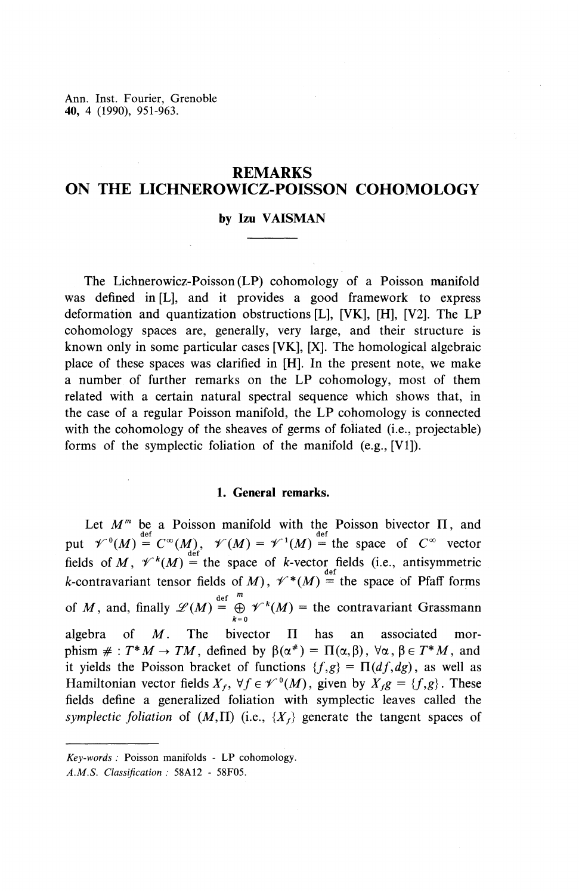Ann. Inst. Fourier, Grenoble
40, 4 (1990), 951-963.

# REMARKS ON THE LICHNEROWICZ-POISSON COHOMOLOGY

**by Izu VAISMAN**

---

The Lichnerowicz-Poisson (LP) cohomology of a Poisson manifold was defined in [L], and it provides a good framework to express deformation and quantization obstructions [L], [VK], [H], [V2]. The LP cohomology spaces are, generally, very large, and their structure is known only in some particular cases [VK], [X]. The homological algebraic place of these spaces was clarified in [H]. In the present note, we make a number of further remarks on the LP cohomology, most of them related with a certain natural spectral sequence which shows that, in the case of a regular Poisson manifold, the LP cohomology is connected with the cohomology of the sheaves of germs of foliated (i.e., projectable) forms of the symplectic foliation of the manifold (e.g., [V1]).

## 1. General remarks.

Let $M^m$ be a Poisson manifold with the Poisson bivector $\Pi$, and put $\mathscr{V}^0(M) \overset{\text{def}}{=} C^\infty(M)$, $\mathscr{V}(M) = \mathscr{V}^1(M) \overset{\text{def}}{=}$ the space of $C^\infty$ vector fields of $M$, $\mathscr{V}^k(M) \overset{\text{def}}{=}$ the space of $k$-vector fields (i.e., antisymmetric $k$-contravariant tensor fields of $M$), $\mathscr{V}^*(M) \overset{\text{def}}{=}$ the space of Pfaff forms of $M$, and, finally $\mathscr{L}(M) \overset{\text{def}}{=} \bigoplus_{k=0}^{m} \mathscr{V}^k(M)$ = the contravariant Grassmann algebra of $M$. The bivector $\Pi$ has an associated morphism $\# : T^*M \to TM$, defined by $\beta(\alpha^\#) = \Pi(\alpha,\beta)$, $\forall \alpha, \beta \in T^*M$, and it yields the Poisson bracket of functions $\{f,g\} = \Pi(df,dg)$, as well as Hamiltonian vector fields $X_f$, $\forall f \in \mathscr{V}^0(M)$, given by $X_f g = \{f,g\}$. These fields define a generalized foliation with symplectic leaves called the *symplectic foliation* of $(M,\Pi)$ (i.e., $\{X_f\}$ generate the tangent spaces of

---

*Key-words* : Poisson manifolds - LP cohomology.
*A.M.S. Classification* : 58A12 - 58F05.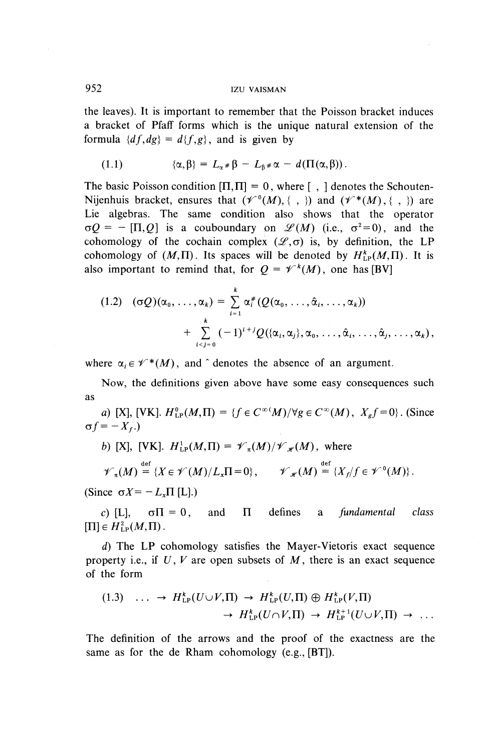the leaves). It is important to remember that the Poisson bracket induces a bracket of Pfaff forms which is the unique natural extension of the formula $\{df, dg\} = d\{f,g\}$, and is given by

$$\text{(1.1)} \qquad \{\alpha,\beta\} = L_{\sharp\alpha}\beta - L_{\sharp\beta}\alpha - d(\Pi(\alpha,\beta)).$$

The basic Poisson condition $[\Pi,\Pi] = 0$, where $[\ ,\ ]$ denotes the Schouten-Nijenhuis bracket, ensures that $(\mathscr{V}^0(M), \{\ ,\ \})$ and $(\mathscr{V}^*(M), \{\ ,\ \})$ are Lie algebras. The same condition also shows that the operator $\sigma Q = -[\Pi, Q]$ is a couboundary on $\mathscr{L}(M)$ (i.e., $\sigma^2 = 0$), and the cohomology of the cochain complex $(\mathscr{L},\sigma)$ is, by definition, the LP cohomology of $(M,\Pi)$. Its spaces will be denoted by $H^k_{\mathrm{LP}}(M,\Pi)$. It is also important to remind that, for $Q = \mathscr{V}^k(M)$, one has [BV]

$$\text{(1.2)} \quad (\sigma Q)(\alpha_0, \ldots, \alpha_k) = \sum_{i=1}^{k} \alpha_i^{\#}(Q(\alpha_0, \ldots, \hat{\alpha}_i, \ldots, \alpha_k)) + \sum_{i<j=0}^{k} (-1)^{i+j} Q(\{\alpha_i,\alpha_j\}, \alpha_0, \ldots, \hat{\alpha}_i, \ldots, \hat{\alpha}_j, \ldots, \alpha_k),$$

where $\alpha_i \in \mathscr{V}^*(M)$, and $\hat{}$ denotes the absence of an argument.

Now, the definitions given above have some easy consequences such as

*a)* [X], [VK]. $H^0_{\mathrm{LP}}(M,\Pi) = \{f \in C^\infty(M) / \forall g \in C^\infty(M),\ X_g f = 0\}$. (Since $\sigma f = -X_f$.)

*b)* [X], [VK]. $H^1_{\mathrm{LP}}(M,\Pi) = \mathscr{V}_\pi(M)/\mathscr{V}_{\mathscr{H}}(M)$, where

$$\mathscr{V}_\pi(M) \overset{\text{def}}{=} \{X \in \mathscr{V}(M) / L_X\Pi = 0\}, \qquad \mathscr{V}_{\mathscr{H}}(M) \overset{\text{def}}{=} \{X_f / f \in \mathscr{V}^0(M)\}.$$

(Since $\sigma X = -L_X\Pi$ [L].)

*c)* [L], $\sigma\Pi = 0$, and $\Pi$ defines a *fundamental class* $[\Pi] \in H^2_{\mathrm{LP}}(M,\Pi)$.

*d)* The LP cohomology satisfies the Mayer-Vietoris exact sequence property i.e., if $U$, $V$ are open subsets of $M$, there is an exact sequence of the form

$$\text{(1.3)} \quad \ldots \to H^k_{\mathrm{LP}}(U\cup V,\Pi) \to H^k_{\mathrm{LP}}(U,\Pi) \oplus H^k_{\mathrm{LP}}(V,\Pi) \to H^k_{\mathrm{LP}}(U\cap V,\Pi) \to H^{k+1}_{\mathrm{LP}}(U\cup V,\Pi) \to \ldots$$

The definition of the arrows and the proof of the exactness are the same as for the de Rham cohomology (e.g., [BT]).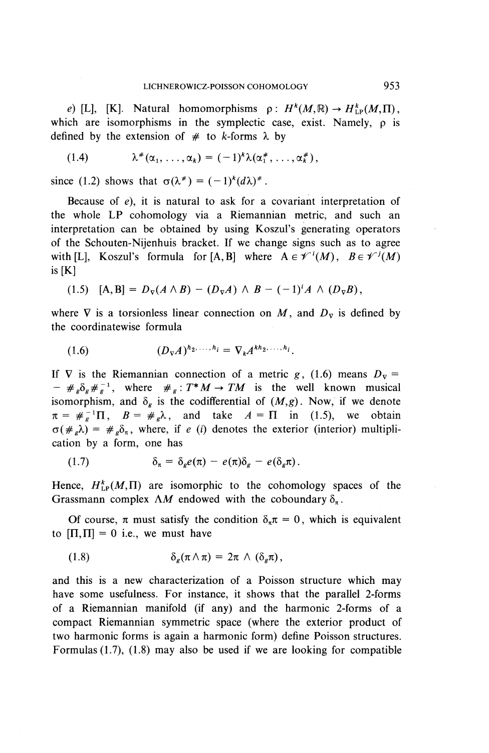*e*) [L], [K]. Natural homomorphisms $\rho : H^k(M,\mathbb{R}) \to H^k_{\mathrm{LP}}(M,\Pi)$, which are isomorphisms in the symplectic case, exist. Namely, $\rho$ is defined by the extension of $\#$ to $k$-forms $\lambda$ by

$$\lambda^{\#}(\alpha_1, \ldots, \alpha_k) = (-1)^k \lambda(\alpha_1^{\#}, \ldots, \alpha_k^{\#}), \tag{1.4}$$

since (1.2) shows that $\sigma(\lambda^{\#}) = (-1)^k (d\lambda)^{\#}$.

Because of *e*), it is natural to ask for a covariant interpretation of the whole LP cohomology via a Riemannian metric, and such an interpretation can be obtained by using Koszul's generating operators of the Schouten-Nijenhuis bracket. If we change signs such as to agree with [L], Koszul's formula for $[A,B]$ where $A \in \mathcal{V}^i(M)$, $B \in \mathcal{V}^j(M)$ is [K]

$$[A,B] = D_\nabla(A \wedge B) - (D_\nabla A) \wedge B - (-1)^i A \wedge (D_\nabla B), \tag{1.5}$$

where $\nabla$ is a torsionless linear connection on $M$, and $D_\nabla$ is defined by the coordinatewise formula

$$(D_\nabla A)^{h_2, \ldots, h_i} = \nabla_k A^{kh_2, \ldots, h_i}. \tag{1.6}$$

If $\nabla$ is the Riemannian connection of a metric $g$, (1.6) means $D_\nabla = -\#_g \delta_g \#_g^{-1}$, where $\#_g : T^*M \to TM$ is the well known musical isomorphism, and $\delta_g$ is the codifferential of $(M,g)$. Now, if we denote $\pi = \#_g^{-1}\Pi$, $B = \#_g \lambda$, and take $A = \Pi$ in (1.5), we obtain $\sigma(\#_g \lambda) = \#_g \delta_\pi$, where, if $e$ ($i$) denotes the exterior (interior) multiplication by a form, one has

$$\delta_\pi = \delta_g e(\pi) - e(\pi)\delta_g - e(\delta_g \pi). \tag{1.7}$$

Hence, $H^k_{\mathrm{LP}}(M,\Pi)$ are isomorphic to the cohomology spaces of the Grassmann complex $\Lambda M$ endowed with the coboundary $\delta_\pi$.

Of course, $\pi$ must satisfy the condition $\delta_\pi \pi = 0$, which is equivalent to $[\Pi,\Pi] = 0$ i.e., we must have

$$\delta_g(\pi \wedge \pi) = 2\pi \wedge (\delta_g \pi), \tag{1.8}$$

and this is a new characterization of a Poisson structure which may have some usefulness. For instance, it shows that the parallel 2-forms of a Riemannian manifold (if any) and the harmonic 2-forms of a compact Riemannian symmetric space (where the exterior product of two harmonic forms is again a harmonic form) define Poisson structures. Formulas (1.7), (1.8) may also be used if we are looking for compatible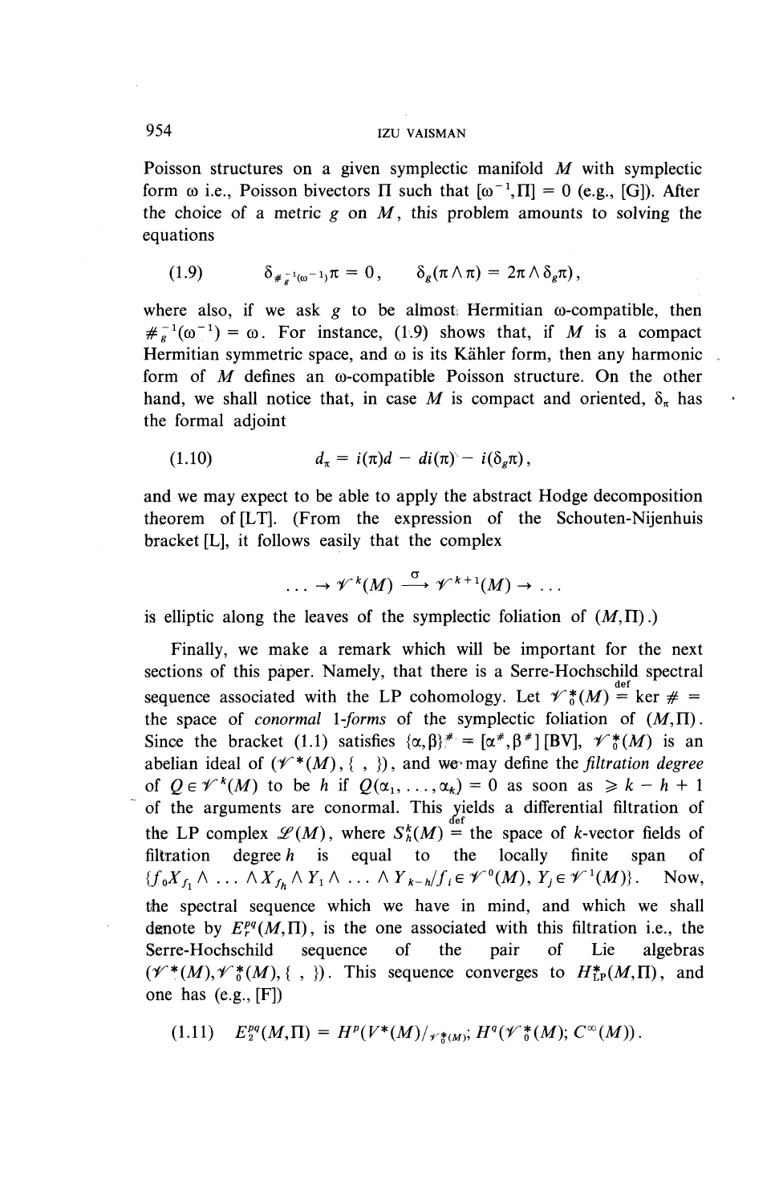Poisson structures on a given symplectic manifold $M$ with symplectic form $\omega$ i.e., Poisson bivectors $\Pi$ such that $[\omega^{-1},\Pi] = 0$ (e.g., [G]). After the choice of a metric $g$ on $M$, this problem amounts to solving the equations

$$(1.9) \qquad \delta_{\#_g^{-1}(\omega^{-1})}\pi = 0, \qquad \delta_g(\pi \wedge \pi) = 2\pi \wedge \delta_g \pi),$$

where also, if we ask $g$ to be almost Hermitian $\omega$-compatible, then $\#_g^{-1}(\omega^{-1}) = \omega$. For instance, (1.9) shows that, if $M$ is a compact Hermitian symmetric space, and $\omega$ is its Kähler form, then any harmonic form of $M$ defines an $\omega$-compatible Poisson structure. On the other hand, we shall notice that, in case $M$ is compact and oriented, $\delta_\pi$ has the formal adjoint

$$(1.10) \qquad d_\pi = i(\pi)d - di(\pi) - i(\delta_g \pi),$$

and we may expect to be able to apply the abstract Hodge decomposition theorem of [LT]. (From the expression of the Schouten-Nijenhuis bracket [L], it follows easily that the complex

$$\ldots \to \mathscr{V}^k(M) \xrightarrow{\sigma} \mathscr{V}^{k+1}(M) \to \ldots$$

is elliptic along the leaves of the symplectic foliation of $(M,\Pi)$.)

Finally, we make a remark which will be important for the next sections of this paper. Namely, that there is a Serre-Hochschild spectral sequence associated with the LP cohomology. Let $\mathscr{V}_0^*(M) \overset{\text{def}}{=} \ker \# =$ the space of *conormal 1-forms* of the symplectic foliation of $(M,\Pi)$. Since the bracket (1.1) satisfies $\{\alpha,\beta\}^\# = [\alpha^\#,\beta^\#]$ [BV], $\mathscr{V}_0^*(M)$ is an abelian ideal of $(\mathscr{V}^*(M), \{\ ,\ \})$, and we may define the *filtration degree* of $Q \in \mathscr{V}^k(M)$ to be $h$ if $Q(\alpha_1, \ldots, \alpha_k) = 0$ as soon as $\geqslant k - h + 1$ of the arguments are conormal. This yields a differential filtration of the LP complex $\mathscr{L}(M)$, where $S_h^k(M) \overset{\text{def}}{=}$ the space of $k$-vector fields of filtration degree $h$ is equal to the locally finite span of $\{f_0 X_{f_1} \wedge \ldots \wedge X_{f_h} \wedge Y_1 \wedge \ldots \wedge Y_{k-h} / f_i \in \mathscr{V}^0(M),\ Y_j \in \mathscr{V}^1(M)\}$. Now, the spectral sequence which we have in mind, and which we shall denote by $E_r^{pq}(M,\Pi)$, is the one associated with this filtration i.e., the Serre-Hochschild sequence of the pair of Lie algebras $(\mathscr{V}^*(M), \mathscr{V}_0^*(M), \{\ ,\ \})$. This sequence converges to $H_{\text{LP}}^*(M,\Pi)$, and one has (e.g., [F])

$$(1.11) \quad E_2^{pq}(M,\Pi) = H^p(V^*(M)/_{\mathscr{V}_0^*(M)};\ H^q(\mathscr{V}_0^*(M);\ C^\infty(M)).$$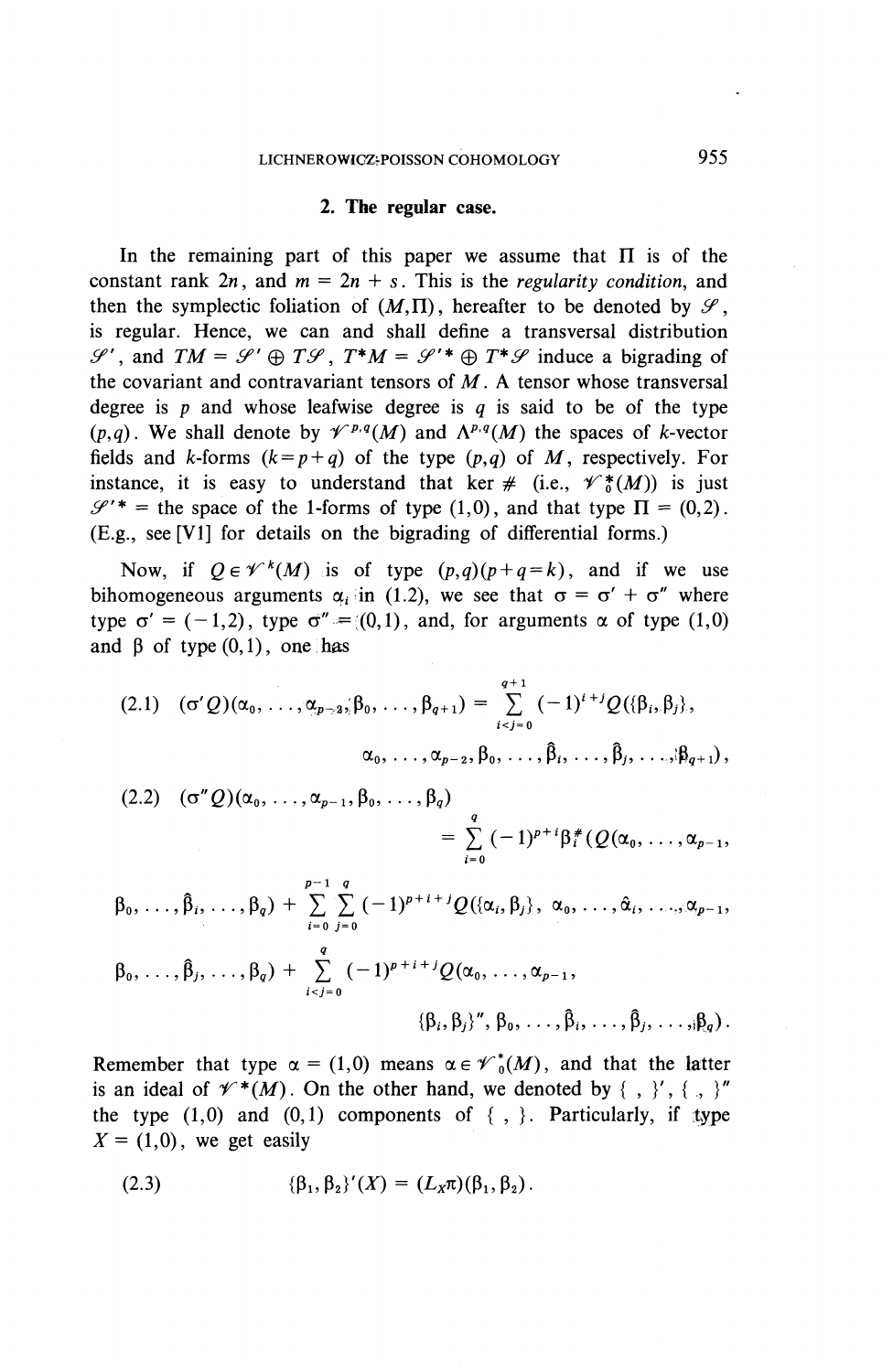## 2. The regular case.

In the remaining part of this paper we assume that $\Pi$ is of the constant rank $2n$, and $m = 2n + s$. This is the *regularity condition*, and then the symplectic foliation of $(M,\Pi)$, hereafter to be denoted by $\mathscr{S}$, is regular. Hence, we can and shall define a transversal distribution $\mathscr{S}'$, and $TM = \mathscr{S}' \oplus T\mathscr{S}$, $T^*M = \mathscr{S}'^* \oplus T^*\mathscr{S}$ induce a bigrading of the covariant and contravariant tensors of $M$. A tensor whose transversal degree is $p$ and whose leafwise degree is $q$ is said to be of the type $(p,q)$. We shall denote by $\mathscr{V}^{p,q}(M)$ and $\Lambda^{p,q}(M)$ the spaces of $k$-vector fields and $k$-forms $(k=p+q)$ of the type $(p,q)$ of $M$, respectively. For instance, it is easy to understand that ker $\#$ (i.e., $\mathscr{V}_0^*(M)$) is just $\mathscr{S}'^*$ = the space of the 1-forms of type $(1,0)$, and that type $\Pi = (0,2)$. (E.g., see [V1] for details on the bigrading of differential forms.)

Now, if $Q \in \mathscr{V}^k(M)$ is of type $(p,q)(p+q=k)$, and if we use bihomogeneous arguments $\alpha_i$ in (1.2), we see that $\sigma = \sigma' + \sigma''$ where type $\sigma' = (-1,2)$, type $\sigma'' = (0,1)$, and, for arguments $\alpha$ of type $(1,0)$ and $\beta$ of type $(0,1)$, one has

$$(2.1)\quad (\sigma' Q)(\alpha_0, \ldots, \alpha_{p-2}, \beta_0, \ldots, \beta_{q+1}) = \sum_{i<j=0}^{q+1} (-1)^{i+j} Q(\{\beta_i, \beta_j\}, \alpha_0, \ldots, \alpha_{p-2}, \beta_0, \ldots, \hat{\beta}_i, \ldots, \hat{\beta}_j, \ldots, \beta_{q+1}),$$

$$(2.2)\quad (\sigma'' Q)(\alpha_0, \ldots, \alpha_{p-1}, \beta_0, \ldots, \beta_q) = \sum_{i=0}^{q} (-1)^{p+i} \beta_i^\#(Q(\alpha_0, \ldots, \alpha_{p-1}, \beta_0, \ldots, \hat{\beta}_i, \ldots, \beta_q) + \sum_{i=0}^{p-1} \sum_{j=0}^{q} (-1)^{p+i+j} Q(\{\alpha_i, \beta_j\}, \alpha_0, \ldots, \hat{\alpha}_i, \ldots, \alpha_{p-1}, \beta_0, \ldots, \hat{\beta}_j, \ldots, \beta_q) + \sum_{i<j=0}^{q} (-1)^{p+i+j} Q(\alpha_0, \ldots, \alpha_{p-1}, \{\beta_i, \beta_j\}'', \beta_0, \ldots, \hat{\beta}_i, \ldots, \hat{\beta}_j, \ldots, \beta_q).$$

Remember that type $\alpha = (1,0)$ means $\alpha \in \mathscr{V}_0^*(M)$, and that the latter is an ideal of $\mathscr{V}^*(M)$. On the other hand, we denoted by $\{\ ,\ \}'$, $\{\ ,\ \}''$ the type $(1,0)$ and $(0,1)$ components of $\{\ ,\ \}$. Particularly, if type $X = (1,0)$, we get easily

$$(2.3)\quad \{\beta_1, \beta_2\}'(X) = (L_X\pi)(\beta_1, \beta_2).$$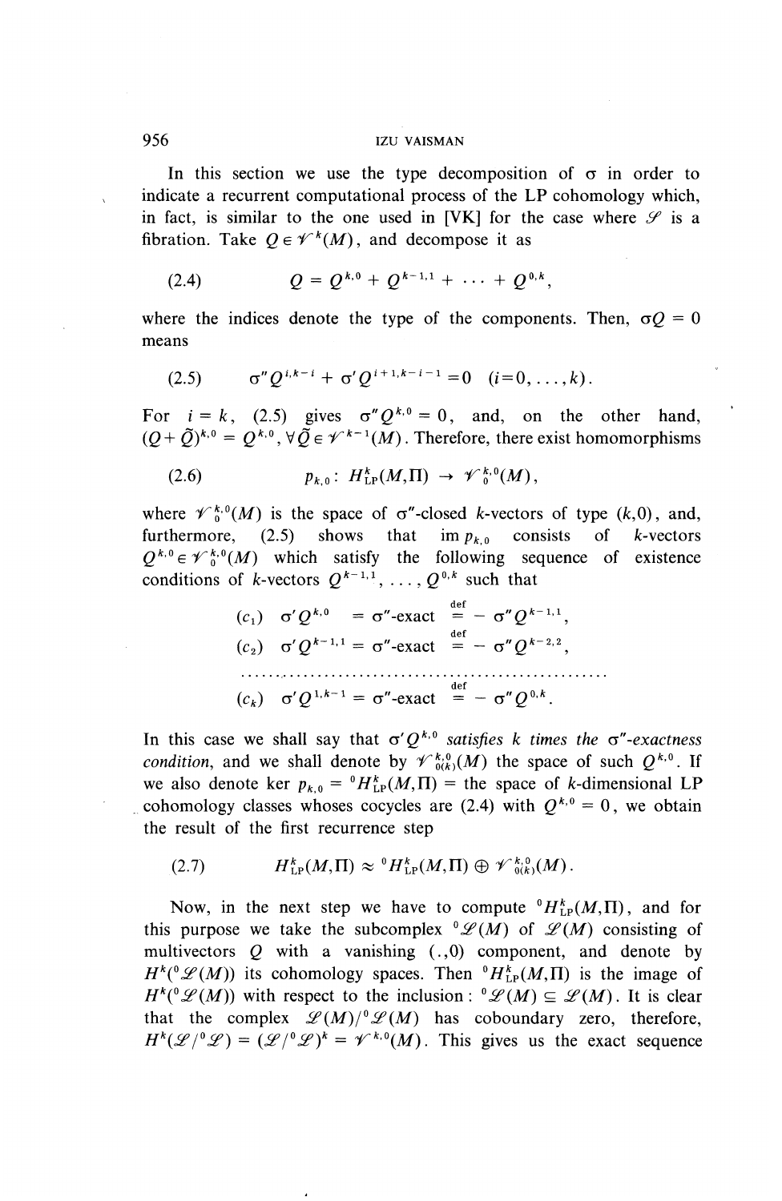In this section we use the type decomposition of $\sigma$ in order to indicate a recurrent computational process of the LP cohomology which, in fact, is similar to the one used in [VK] for the case where $\mathscr{S}$ is a fibration. Take $Q \in \mathscr{V}^k(M)$, and decompose it as

$$Q = Q^{k,0} + Q^{k-1,1} + \cdots + Q^{0,k}, \tag{2.4}$$

where the indices denote the type of the components. Then, $\sigma Q = 0$ means

$$\sigma'' Q^{i,k-i} + \sigma' Q^{i+1,k-i-1} = 0 \quad (i=0,\ldots,k). \tag{2.5}$$

For $i = k$, (2.5) gives $\sigma'' Q^{k,0} = 0$, and, on the other hand, $(Q + \tilde{Q})^{k,0} = Q^{k,0}$, $\forall \tilde{Q} \in \mathscr{V}^{k-1}(M)$. Therefore, there exist homomorphisms

$$p_{k,0}\colon H^k_{\mathrm{LP}}(M,\Pi) \to \mathscr{V}^{k,0}_0(M), \tag{2.6}$$

where $\mathscr{V}^{k,0}_0(M)$ is the space of $\sigma''$-closed $k$-vectors of type $(k,0)$, and, furthermore, (2.5) shows that $\operatorname{im} p_{k,0}$ consists of $k$-vectors $Q^{k,0} \in \mathscr{V}^{k,0}_0(M)$ which satisfy the following sequence of existence conditions of $k$-vectors $Q^{k-1,1}, \ldots, Q^{0,k}$ such that

$$(c_1) \quad \sigma' Q^{k,0} = \sigma''\text{-exact} \overset{\text{def}}{=} -\sigma'' Q^{k-1,1},$$

$$(c_2) \quad \sigma' Q^{k-1,1} = \sigma''\text{-exact} \overset{\text{def}}{=} -\sigma'' Q^{k-2,2},$$

$$\cdots\cdots\cdots\cdots\cdots\cdots\cdots\cdots\cdots\cdots\cdots\cdots$$

$$(c_k) \quad \sigma' Q^{1,k-1} = \sigma''\text{-exact} \overset{\text{def}}{=} -\sigma'' Q^{0,k}.$$

In this case we shall say that *$\sigma' Q^{k,0}$ satisfies $k$ times the $\sigma''$-exactness condition*, and we shall denote by $\mathscr{V}^{k,0}_{0(k)}(M)$ the space of such $Q^{k,0}$. If we also denote $\ker p_{k,0} = {}^0H^k_{\mathrm{LP}}(M,\Pi) =$ the space of $k$-dimensional LP cohomology classes whoses cocycles are (2.4) with $Q^{k,0} = 0$, we obtain the result of the first recurrence step

$$H^k_{\mathrm{LP}}(M,\Pi) \approx {}^0H^k_{\mathrm{LP}}(M,\Pi) \oplus \mathscr{V}^{k,0}_{0(k)}(M). \tag{2.7}$$

Now, in the next step we have to compute ${}^0H^k_{\mathrm{LP}}(M,\Pi)$, and for this purpose we take the subcomplex ${}^0\mathscr{L}(M)$ of $\mathscr{L}(M)$ consisting of multivectors $Q$ with a vanishing $(.,0)$ component, and denote by $H^k({}^0\mathscr{L}(M))$ its cohomology spaces. Then ${}^0H^k_{\mathrm{LP}}(M,\Pi)$ is the image of $H^k({}^0\mathscr{L}(M))$ with respect to the inclusion: ${}^0\mathscr{L}(M) \subseteq \mathscr{L}(M)$. It is clear that the complex $\mathscr{L}(M)/{}^0\mathscr{L}(M)$ has coboundary zero, therefore, $H^k(\mathscr{L}/{}^0\mathscr{L}) = (\mathscr{L}/{}^0\mathscr{L})^k = \mathscr{V}^{k,0}(M)$. This gives us the exact sequence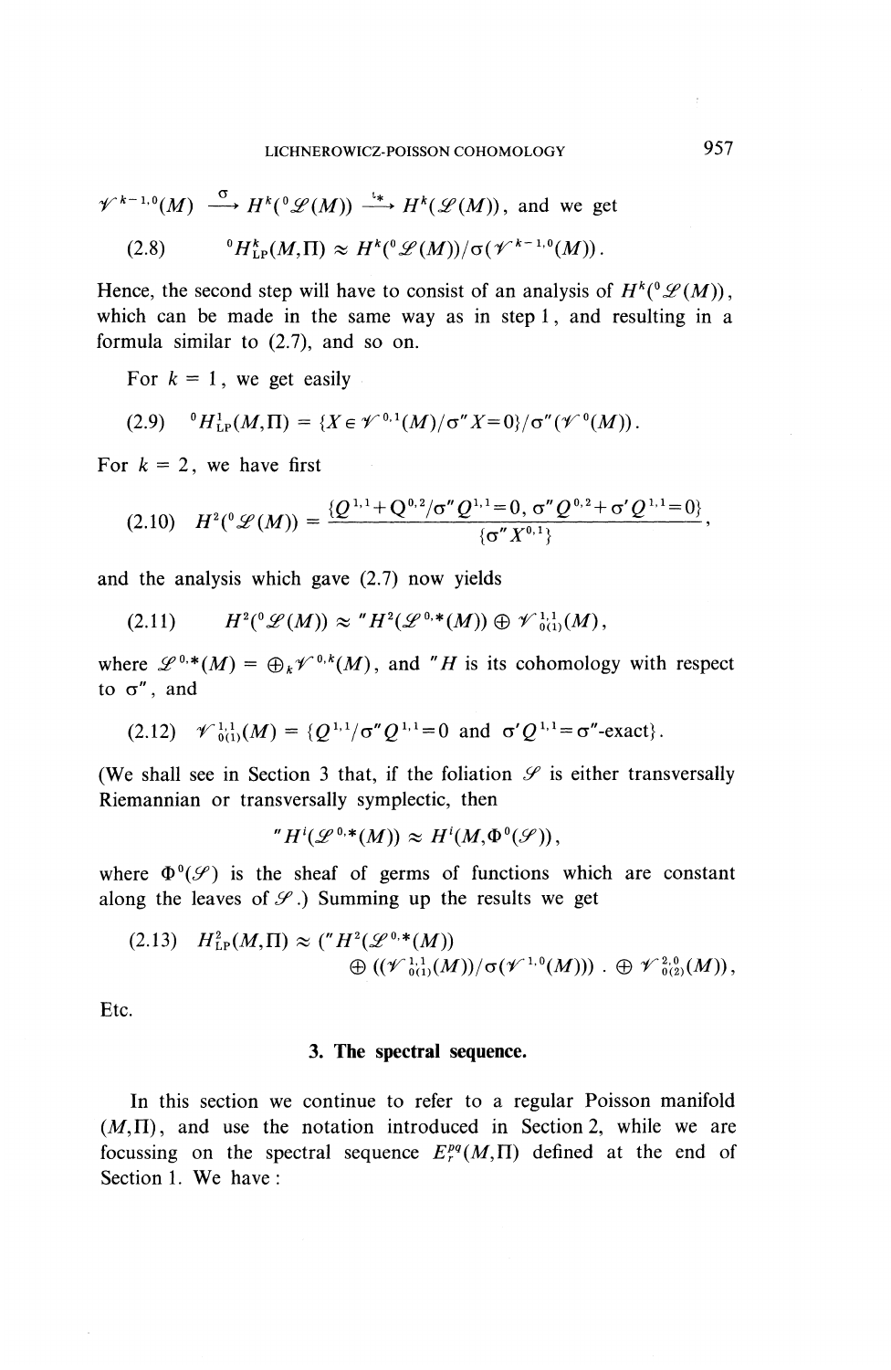$\mathcal{V}^{k-1,0}(M) \xrightarrow{\sigma} H^k({}^0\mathcal{L}(M)) \xrightarrow{\iota^*} H^k(\mathcal{L}(M))$, and we get

$$(2.8) \qquad {}^0H^k_{\mathrm{LP}}(M,\Pi) \approx H^k({}^0\mathcal{L}(M))/\sigma(\mathcal{V}^{k-1,0}(M)).$$

Hence, the second step will have to consist of an analysis of $H^k({}^0\mathcal{L}(M))$, which can be made in the same way as in step 1, and resulting in a formula similar to (2.7), and so on.

For $k = 1$, we get easily

$$(2.9) \qquad {}^0H^1_{\mathrm{LP}}(M,\Pi) = \{X \in \mathcal{V}^{0,1}(M)/\sigma''X = 0\}/\sigma''(\mathcal{V}^0(M)).$$

For $k = 2$, we have first

$$(2.10) \qquad H^2({}^0\mathcal{L}(M)) = \frac{\{Q^{1,1} + Q^{0,2}/\sigma''Q^{1,1} = 0,\ \sigma''Q^{0,2} + \sigma'Q^{1,1} = 0\}}{\{\sigma''X^{0,1}\}},$$

and the analysis which gave (2.7) now yields

$$(2.11) \qquad H^2({}^0\mathcal{L}(M)) \approx {}''H^2(\mathcal{L}^{0,*}(M)) \oplus \mathcal{V}^{1,1}_{0(1)}(M),$$

where $\mathcal{L}^{0,*}(M) = \oplus_k \mathcal{V}^{0,k}(M)$, and ${}''H$ is its cohomology with respect to $\sigma''$, and

$$(2.12) \qquad \mathcal{V}^{1,1}_{0(1)}(M) = \{Q^{1,1}/\sigma''Q^{1,1} = 0 \text{ and } \sigma'Q^{1,1} = \sigma''\text{-exact}\}.$$

(We shall see in Section 3 that, if the foliation $\mathcal{S}$ is either transversally Riemannian or transversally symplectic, then

$${}''H^i(\mathcal{L}^{0,*}(M)) \approx H^i(M, \Phi^0(\mathcal{S})),$$

where $\Phi^0(\mathcal{S})$ is the sheaf of germs of functions which are constant along the leaves of $\mathcal{S}$.) Summing up the results we get

$$(2.13) \qquad H^2_{\mathrm{LP}}(M,\Pi) \approx ({}''H^2(\mathcal{L}^{0,*}(M)) \oplus ((\mathcal{V}^{1,1}_{0(1)}(M))/\sigma(\mathcal{V}^{1,0}(M)))\ .\ \oplus \mathcal{V}^{2,0}_{0(2)}(M)),$$

Etc.

## 3. The spectral sequence.

In this section we continue to refer to a regular Poisson manifold $(M,\Pi)$, and use the notation introduced in Section 2, while we are focussing on the spectral sequence $E^{pq}_r(M,\Pi)$ defined at the end of Section 1. We have: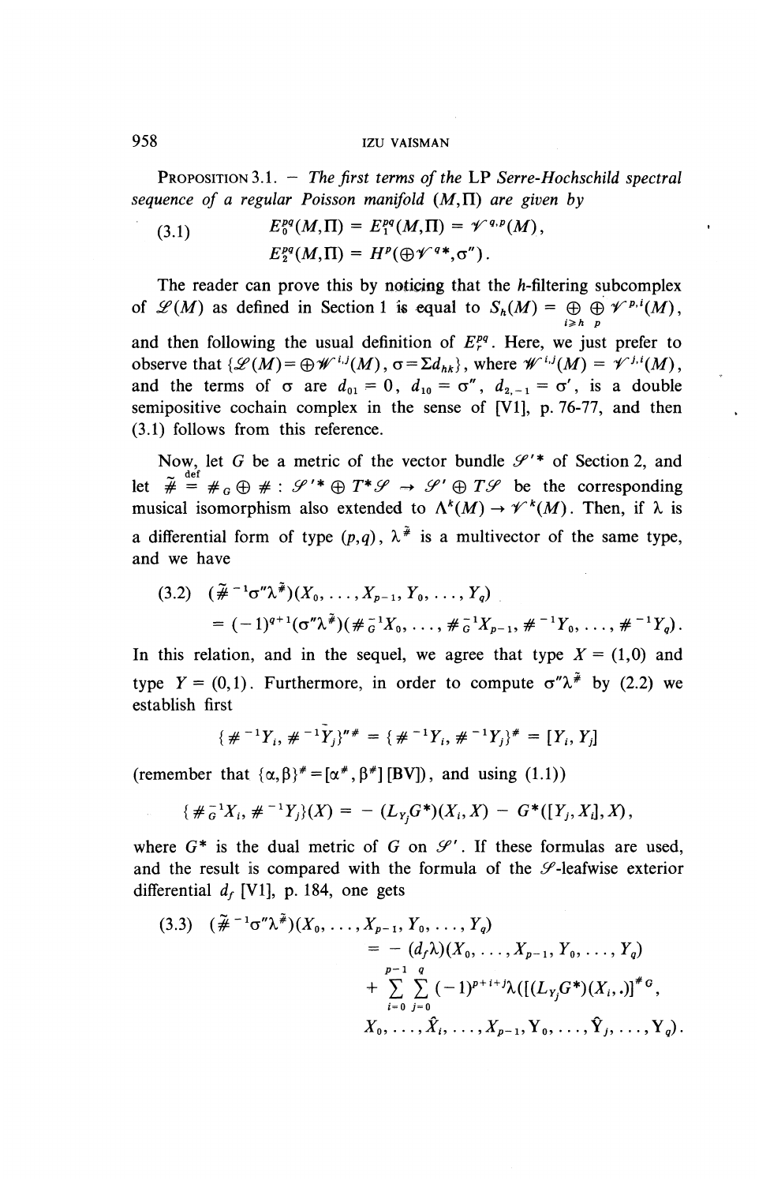PROPOSITION 3.1. — *The first terms of the* LP *Serre-Hochschild spectral sequence of a regular Poisson manifold* $(M,\Pi)$ *are given by*

$$
\begin{aligned}
(3.1) \qquad & E_0^{pq}(M,\Pi) = E_1^{pq}(M,\Pi) = \mathscr{V}^{q,p}(M), \\
& E_2^{pq}(M,\Pi) = H^p(\oplus \mathscr{V}^{q*}, \sigma'').
\end{aligned}
$$

The reader can prove this by noticing that the $h$-filtering subcomplex of $\mathscr{L}(M)$ as defined in Section 1 is equal to $S_h(M) = \underset{i \geq h}{\oplus} \underset{p}{\oplus} \mathscr{V}^{p,i}(M)$, and then following the usual definition of $E_r^{pq}$. Here, we just prefer to observe that $\{\mathscr{L}(M) = \oplus \mathscr{W}^{i,j}(M), \sigma = \Sigma d_{hk}\}$, where $\mathscr{W}^{i,j}(M) = \mathscr{V}^{j,i}(M)$, and the terms of $\sigma$ are $d_{01} = 0$, $d_{10} = \sigma''$, $d_{2,-1} = \sigma'$, is a double semipositive cochain complex in the sense of [V1], p. 76-77, and then (3.1) follows from this reference.

Now, let $G$ be a metric of the vector bundle $\mathscr{S}'^*$ of Section 2, and let $\tilde{\#} \overset{\text{def}}{=} \#_G \oplus \# : \mathscr{S}'^* \oplus T^*\mathscr{S} \to \mathscr{S}' \oplus T\mathscr{S}$ be the corresponding musical isomorphism also extended to $\Lambda^k(M) \to \mathscr{V}^k(M)$. Then, if $\lambda$ is a differential form of type $(p,q)$, $\lambda^{\tilde{\#}}$ is a multivector of the same type, and we have

$$
\begin{aligned}
(3.2) \quad & (\tilde{\#}^{-1}\sigma''\lambda^{\tilde{\#}})(X_0, \ldots, X_{p-1}, Y_0, \ldots, Y_q) \\
& = (-1)^{q+1}(\sigma''\lambda^{\tilde{\#}})(\#_G^{-1}X_0, \ldots, \#_G^{-1}X_{p-1}, \#^{-1}Y_0, \ldots, \#^{-1}Y_q).
\end{aligned}
$$

In this relation, and in the sequel, we agree that type $X = (1,0)$ and type $Y = (0,1)$. Furthermore, in order to compute $\sigma''\lambda^{\tilde{\#}}$ by (2.2) we establish first

$$
\{\#^{-1}Y_i, \#^{-1}Y_j\}''^{\#} = \{\#^{-1}Y_i, \#^{-1}Y_j\}^{\#} = [Y_i, Y_j]
$$

(remember that $\{\alpha,\beta\}^{\#} = [\alpha^{\#}, \beta^{\#}]$ [BV]), and using (1.1))

$$
\{\#_G^{-1}X_i, \#^{-1}Y_j\}(X) = -(L_{Y_j}G^*)(X_i, X) - G^*([Y_j, X_i], X),
$$

where $G^*$ is the dual metric of $G$ on $\mathscr{S}'$. If these formulas are used, and the result is compared with the formula of the $\mathscr{S}$-leafwise exterior differential $d_f$ [V1], p. 184, one gets

$$
\begin{aligned}
(3.3) \quad & (\tilde{\#}^{-1}\sigma''\lambda^{\tilde{\#}})(X_0, \ldots, X_{p-1}, Y_0, \ldots, Y_q) \\
& = -(d_f\lambda)(X_0, \ldots, X_{p-1}, Y_0, \ldots, Y_q) \\
& + \sum_{i=0}^{p-1}\sum_{j=0}^{q}(-1)^{p+i+j}\lambda([(L_{Y_j}G^*)(X_i, .)]^{\#_G}, \\
& X_0, \ldots, \hat{X}_i, \ldots, X_{p-1}, Y_0, \ldots, \hat{Y}_j, \ldots, Y_q).
\end{aligned}
$$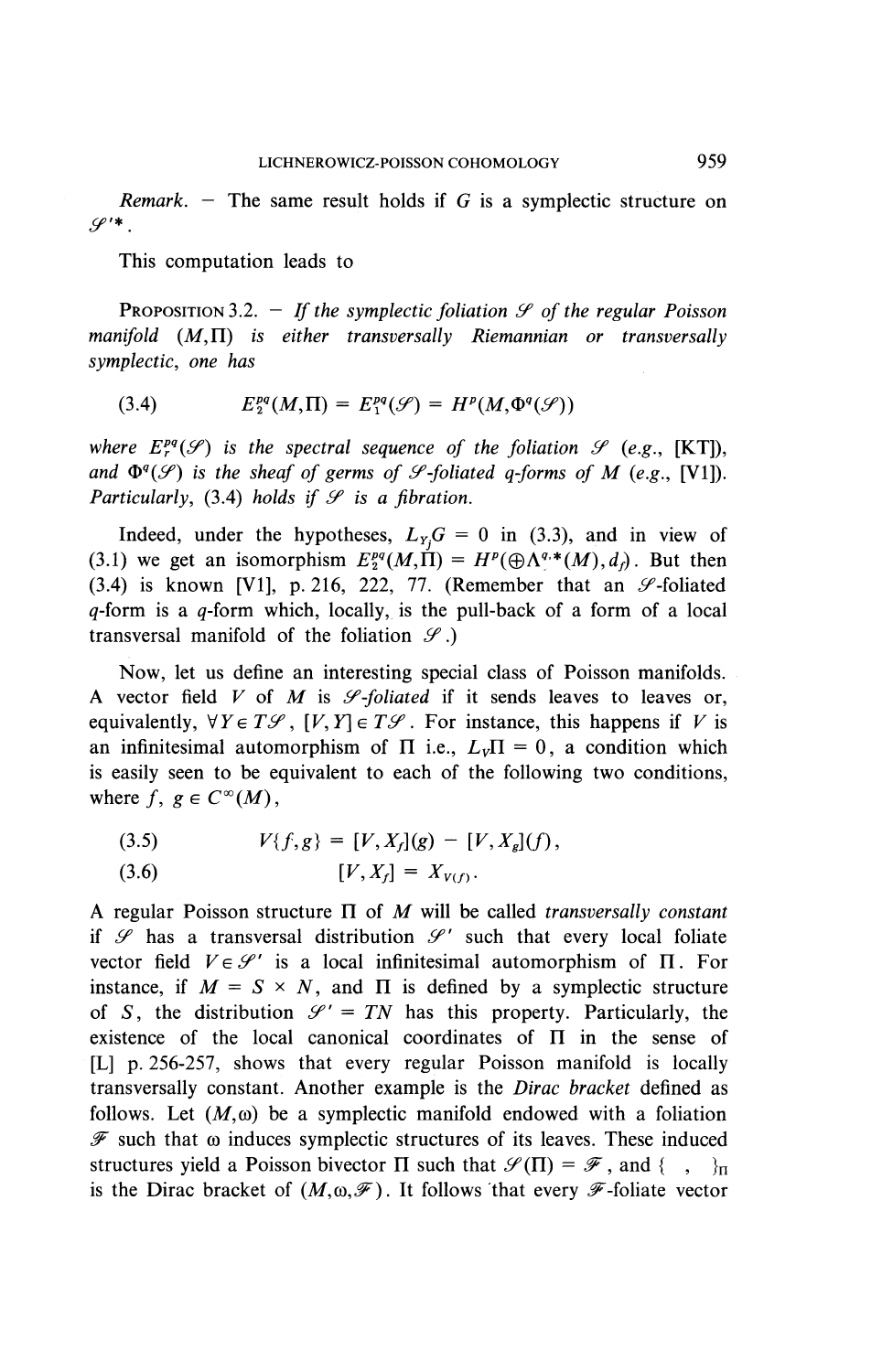*Remark.* — The same result holds if $G$ is a symplectic structure on $\mathcal{S}'^*$.

This computation leads to

PROPOSITION 3.2. — *If the symplectic foliation $\mathcal{S}$ of the regular Poisson manifold $(M,\Pi)$ is either transversally Riemannian or transversally symplectic, one has*

$$E_2^{pq}(M,\Pi) = E_1^{pq}(\mathcal{S}) = H^p(M,\Phi^q(\mathcal{S})) \tag{3.4}$$

*where $E_r^{pq}(\mathcal{S})$ is the spectral sequence of the foliation $\mathcal{S}$ (e.g., [KT]), and $\Phi^q(\mathcal{S})$ is the sheaf of germs of $\mathcal{S}$-foliated $q$-forms of $M$ (e.g., [V1]). Particularly, (3.4) holds if $\mathcal{S}$ is a fibration.*

Indeed, under the hypotheses, $L_{Y_j}G = 0$ in (3.3), and in view of (3.1) we get an isomorphism $E_2^{pq}(M,\Pi) = H^p(\oplus\Lambda^{q,*}(M),d_f)$. But then (3.4) is known [V1], p. 216, 222, 77. (Remember that an $\mathcal{S}$-foliated $q$-form is a $q$-form which, locally, is the pull-back of a form of a local transversal manifold of the foliation $\mathcal{S}$.)

Now, let us define an interesting special class of Poisson manifolds. A vector field $V$ of $M$ is *$\mathcal{S}$-foliated* if it sends leaves to leaves or, equivalently, $\forall Y \in T\mathcal{S}$, $[V,Y] \in T\mathcal{S}$. For instance, this happens if $V$ is an infinitesimal automorphism of $\Pi$ i.e., $L_V\Pi = 0$, a condition which is easily seen to be equivalent to each of the following two conditions, where $f$, $g \in C^\infty(M)$,

$$V\{f,g\} = [V,X_f](g) - [V,X_g](f), \tag{3.5}$$

$$[V,X_f] = X_{V(f)}. \tag{3.6}$$

A regular Poisson structure $\Pi$ of $M$ will be called *transversally constant* if $\mathcal{S}$ has a transversal distribution $\mathcal{S}'$ such that every local foliate vector field $V \in \mathcal{S}'$ is a local infinitesimal automorphism of $\Pi$. For instance, if $M = S \times N$, and $\Pi$ is defined by a symplectic structure of $S$, the distribution $\mathcal{S}' = TN$ has this property. Particularly, the existence of the local canonical coordinates of $\Pi$ in the sense of [L] p. 256-257, shows that every regular Poisson manifold is locally transversally constant. Another example is the *Dirac bracket* defined as follows. Let $(M,\omega)$ be a symplectic manifold endowed with a foliation $\mathcal{F}$ such that $\omega$ induces symplectic structures of its leaves. These induced structures yield a Poisson bivector $\Pi$ such that $\mathcal{S}(\Pi) = \mathcal{F}$, and $\{\ ,\ \}_\Pi$ is the Dirac bracket of $(M,\omega,\mathcal{F})$. It follows that every $\mathcal{F}$-foliate vector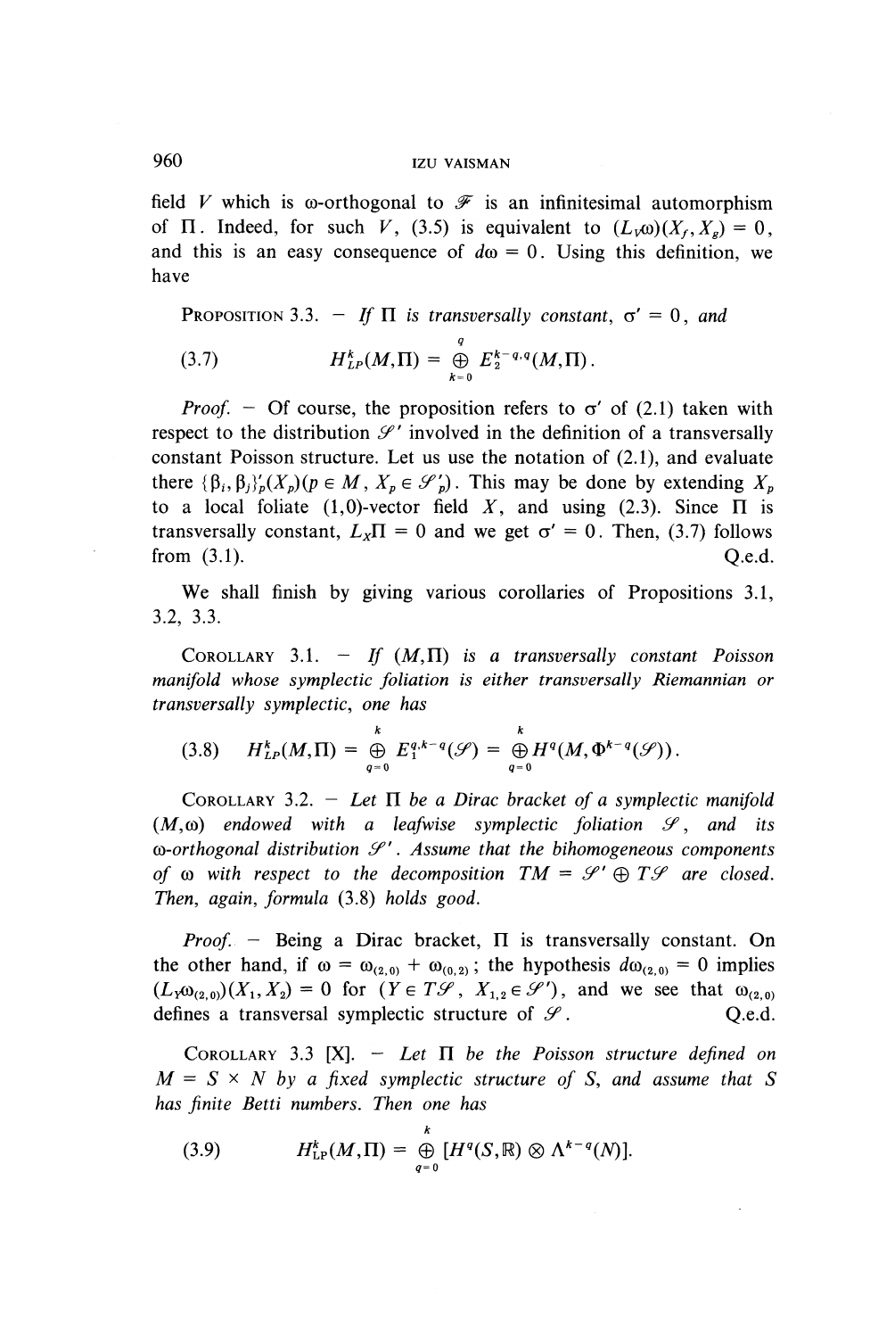field $V$ which is $\omega$-orthogonal to $\mathcal{F}$ is an infinitesimal automorphism of $\Pi$. Indeed, for such $V$, (3.5) is equivalent to $(L_V\omega)(X_f, X_g) = 0$, and this is an easy consequence of $d\omega = 0$. Using this definition, we have

PROPOSITION 3.3. – *If $\Pi$ is transversally constant, $\sigma' = 0$, and*

$$(3.7) \qquad H^k_{LP}(M,\Pi) = \bigoplus_{k=0}^{q} E_2^{k-q,q}(M,\Pi).$$

*Proof.* – Of course, the proposition refers to $\sigma'$ of (2.1) taken with respect to the distribution $\mathcal{S}'$ involved in the definition of a transversally constant Poisson structure. Let us use the notation of (2.1), and evaluate there $\{\beta_i, \beta_j\}'_p(X_p)(p \in M,\ X_p \in \mathcal{S}'_p)$. This may be done by extending $X_p$ to a local foliate (1,0)-vector field $X$, and using (2.3). Since $\Pi$ is transversally constant, $L_X\Pi = 0$ and we get $\sigma' = 0$. Then, (3.7) follows from (3.1). Q.e.d.

We shall finish by giving various corollaries of Propositions 3.1, 3.2, 3.3.

COROLLARY 3.1. – *If $(M,\Pi)$ is a transversally constant Poisson manifold whose symplectic foliation is either transversally Riemannian or transversally symplectic, one has*

$$(3.8) \qquad H^k_{LP}(M,\Pi) = \bigoplus_{q=0}^{k} E_1^{q,k-q}(\mathcal{S}) = \bigoplus_{q=0}^{k} H^q(M, \Phi^{k-q}(\mathcal{S})).$$

COROLLARY 3.2. – *Let $\Pi$ be a Dirac bracket of a symplectic manifold $(M,\omega)$ endowed with a leafwise symplectic foliation $\mathcal{S}$, and its $\omega$-orthogonal distribution $\mathcal{S}'$. Assume that the bihomogeneous components of $\omega$ with respect to the decomposition $TM = \mathcal{S}' \oplus T\mathcal{S}$ are closed. Then, again, formula* (3.8) *holds good.*

*Proof.* – Being a Dirac bracket, $\Pi$ is transversally constant. On the other hand, if $\omega = \omega_{(2,0)} + \omega_{(0,2)}$; the hypothesis $d\omega_{(2,0)} = 0$ implies $(L_Y\omega_{(2,0)})(X_1, X_2) = 0$ for $(Y \in T\mathcal{S},\ X_{1,2} \in \mathcal{S}')$, and we see that $\omega_{(2,0)}$ defines a transversal symplectic structure of $\mathcal{S}$. Q.e.d.

COROLLARY 3.3 [X]. – *Let $\Pi$ be the Poisson structure defined on $M = S \times N$ by a fixed symplectic structure of $S$, and assume that $S$ has finite Betti numbers. Then one has*

$$(3.9) \qquad H^k_{LP}(M,\Pi) = \bigoplus_{q=0}^{k} [H^q(S,\mathbb{R}) \otimes \Lambda^{k-q}(N)].$$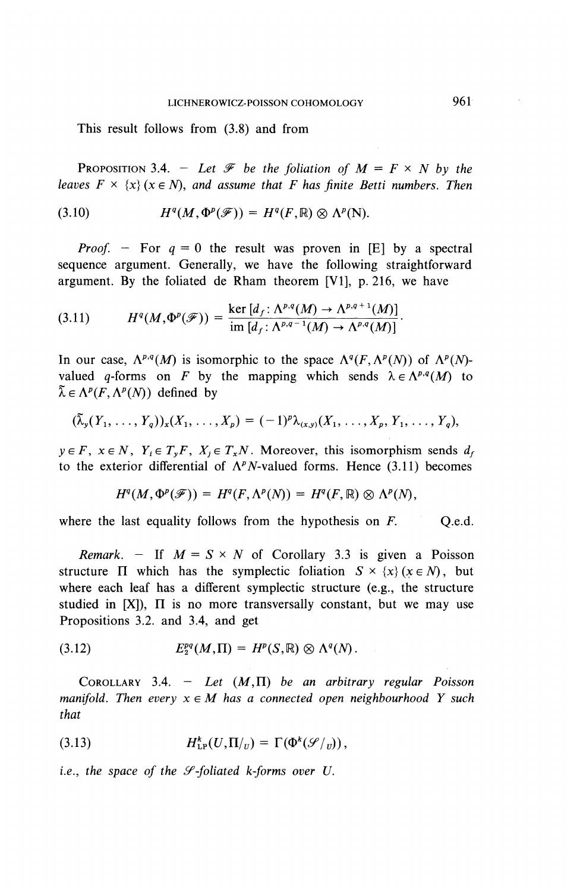This result follows from (3.8) and from

PROPOSITION 3.4. — *Let $\mathcal{F}$ be the foliation of $M = F \times N$ by the leaves $F \times \{x\}$ $(x \in N)$, and assume that $F$ has finite Betti numbers. Then*

$$H^q(M, \Phi^p(\mathcal{F})) = H^q(F, \mathbb{R}) \otimes \Lambda^p(\mathrm{N}). \tag{3.10}$$

*Proof.* — For $q = 0$ the result was proven in [E] by a spectral sequence argument. Generally, we have the following straightforward argument. By the foliated de Rham theorem [V1], p. 216, we have

$$H^q(M, \Phi^p(\mathcal{F})) = \frac{\ker [d_f : \Lambda^{p,q}(M) \to \Lambda^{p,q+1}(M)]}{\operatorname{im} [d_f : \Lambda^{p,q-1}(M) \to \Lambda^{p,q}(M)]}. \tag{3.11}$$

In our case, $\Lambda^{p,q}(M)$ is isomorphic to the space $\Lambda^q(F, \Lambda^p(N))$ of $\Lambda^p(N)$-valued $q$-forms on $F$ by the mapping which sends $\lambda \in \Lambda^{p,q}(M)$ to $\tilde{\lambda} \in \Lambda^p(F, \Lambda^p(N))$ defined by

$$(\tilde{\lambda}_y(Y_1, \ldots, Y_q))_x(X_1, \ldots, X_p) = (-1)^{pq} \lambda_{(x,y)}(X_1, \ldots, X_p, Y_1, \ldots, Y_q),$$

$y \in F$, $x \in N$, $Y_i \in T_y F$, $X_j \in T_x N$. Moreover, this isomorphism sends $d_f$ to the exterior differential of $\Lambda^p N$-valued forms. Hence (3.11) becomes

$$H^q(M, \Phi^p(\mathcal{F})) = H^q(F, \Lambda^p(N)) = H^q(F, \mathbb{R}) \otimes \Lambda^p(N),$$

where the last equality follows from the hypothesis on $F$. Q.e.d.

*Remark.* — If $M = S \times N$ of Corollary 3.3 is given a Poisson structure $\Pi$ which has the symplectic foliation $S \times \{x\}$ $(x \in N)$, but where each leaf has a different symplectic structure (e.g., the structure studied in [X]), $\Pi$ is no more transversally constant, but we may use Propositions 3.2. and 3.4, and get

$$E_2^{pq}(M, \Pi) = H^p(S, \mathbb{R}) \otimes \Lambda^q(N). \tag{3.12}$$

COROLLARY 3.4. — *Let $(M, \Pi)$ be an arbitrary regular Poisson manifold. Then every $x \in M$ has a connected open neighbourhood $Y$ such that*

$$H^k_{\mathrm{LP}}(U, \Pi/_U) = \Gamma(\Phi^k(\mathcal{S}/_U)), \tag{3.13}$$

*i.e., the space of the $\mathcal{S}$-foliated $k$-forms over $U$.*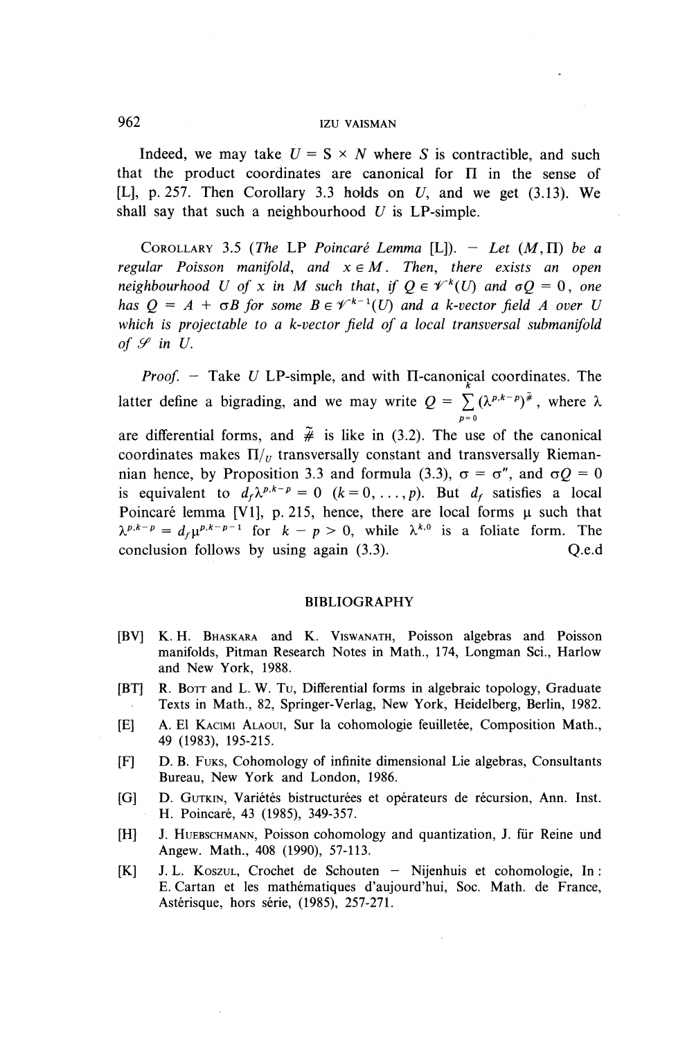Indeed, we may take $U = S \times N$ where $S$ is contractible, and such that the product coordinates are canonical for $\Pi$ in the sense of [L], p. 257. Then Corollary 3.3 holds on $U$, and we get (3.13). We shall say that such a neighbourhood $U$ is LP-simple.

COROLLARY 3.5 (*The* LP *Poincaré Lemma* [L]). — *Let* $(M, \Pi)$ *be a regular Poisson manifold, and* $x \in M$. *Then, there exists an open neighbourhood* $U$ *of* $x$ *in* $M$ *such that, if* $Q \in \mathscr{V}^k(U)$ *and* $\sigma Q = 0$, *one has* $Q = A + \sigma B$ *for some* $B \in \mathscr{V}^{k-1}(U)$ *and a k-vector field* $A$ *over* $U$ *which is projectable to a k-vector field of a local transversal submanifold of* $\mathscr{S}$ *in* $U$.

*Proof.* — Take $U$ LP-simple, and with $\Pi$-canonical coordinates. The latter define a bigrading, and we may write $Q = \sum_{p=0}^{k} (\lambda^{p,k-p})^{\tilde{\#}}$, where $\lambda$ are differential forms, and $\tilde{\#}$ is like in (3.2). The use of the canonical coordinates makes $\Pi/_U$ transversally constant and transversally Riemannian hence, by Proposition 3.3 and formula (3.3), $\sigma = \sigma''$, and $\sigma Q = 0$ is equivalent to $d_f \lambda^{p,k-p} = 0$ $(k = 0, \ldots, p)$. But $d_f$ satisfies a local Poincaré lemma [V1], p. 215, hence, there are local forms $\mu$ such that $\lambda^{p,k-p} = d_f \mu^{p,k-p-1}$ for $k - p > 0$, while $\lambda^{k,0}$ is a foliate form. The conclusion follows by using again (3.3). Q.e.d

## BIBLIOGRAPHY

[BV] K. H. BHASKARA and K. VISWANATH, Poisson algebras and Poisson manifolds, Pitman Research Notes in Math., 174, Longman Sci., Harlow and New York, 1988.

[BT] R. BOTT and L. W. TU, Differential forms in algebraic topology, Graduate Texts in Math., 82, Springer-Verlag, New York, Heidelberg, Berlin, 1982.

[E] A. EL KACIMI ALAOUI, Sur la cohomologie feuilletée, Composition Math., 49 (1983), 195-215.

[F] D. B. FUKS, Cohomology of infinite dimensional Lie algebras, Consultants Bureau, New York and London, 1986.

[G] D. GUTKIN, Variétés bistructurées et opérateurs de récursion, Ann. Inst. H. Poincaré, 43 (1985), 349-357.

[H] J. HUEBSCHMANN, Poisson cohomology and quantization, J. für Reine und Angew. Math., 408 (1990), 57-113.

[K] J. L. KOSZUL, Crochet de Schouten — Nijenhuis et cohomologie, In : E. Cartan et les mathématiques d'aujourd'hui, Soc. Math. de France, Astérisque, hors série, (1985), 257-271.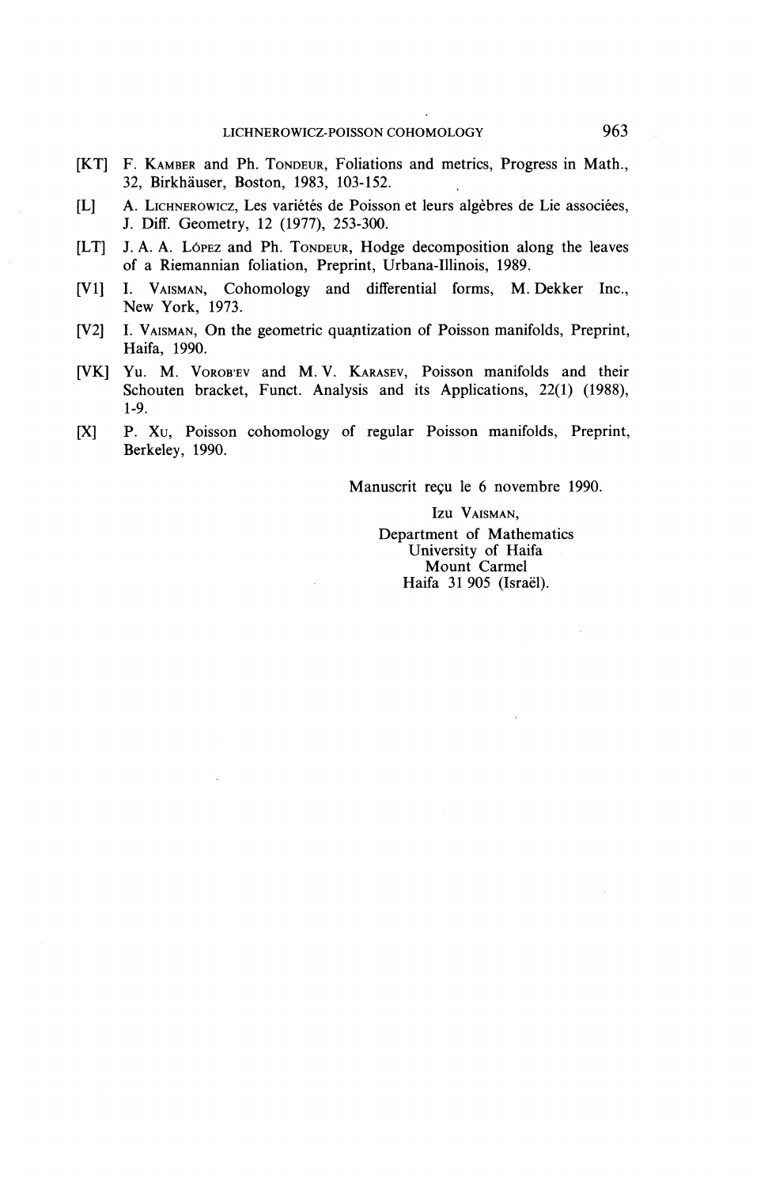[KT] F. KAMBER and Ph. TONDEUR, Foliations and metrics, Progress in Math., 32, Birkhäuser, Boston, 1983, 103-152.

[L] A. LICHNEROWICZ, Les variétés de Poisson et leurs algèbres de Lie associées, J. Diff. Geometry, 12 (1977), 253-300.

[LT] J. A. A. LÓPEZ and Ph. TONDEUR, Hodge decomposition along the leaves of a Riemannian foliation, Preprint, Urbana-Illinois, 1989.

[V1] I. VAISMAN, Cohomology and differential forms, M. Dekker Inc., New York, 1973.

[V2] I. VAISMAN, On the geometric quantization of Poisson manifolds, Preprint, Haifa, 1990.

[VK] Yu. M. VOROB'EV and M. V. KARASEV, Poisson manifolds and their Schouten bracket, Funct. Analysis and its Applications, 22(1) (1988), 1-9.

[X] P. XU, Poisson cohomology of regular Poisson manifolds, Preprint, Berkeley, 1990.

Manuscrit reçu le 6 novembre 1990.

Izu VAISMAN,
Department of Mathematics
University of Haifa
Mount Carmel
Haifa 31 905 (Israël).